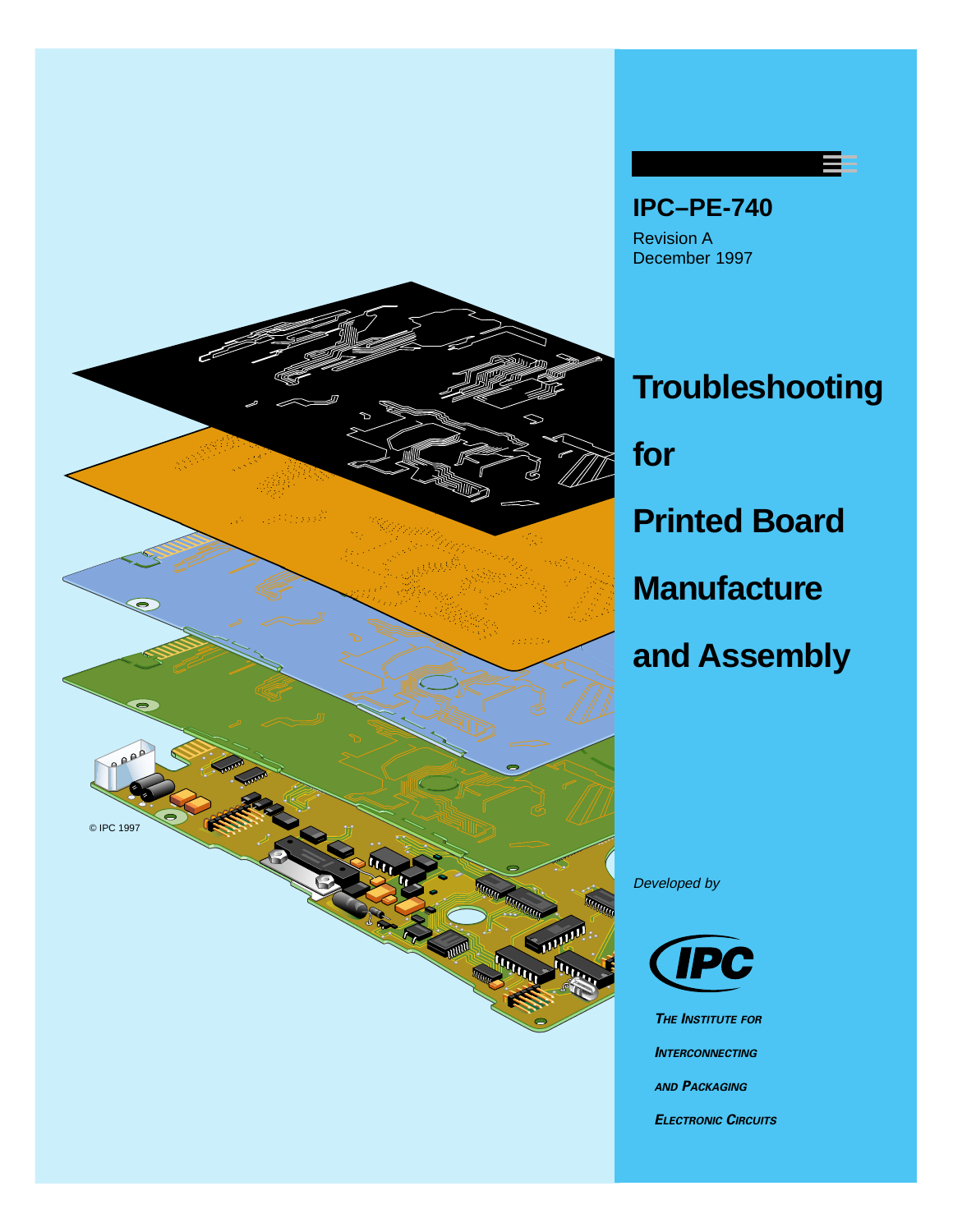# IPC–PE-740

Revision A
December 1997

# Troubleshooting for Printed Board Manufacture and Assembly

© IPC 1997

*Developed by*

IPC

**THE INSTITUTE FOR INTERCONNECTING AND PACKAGING ELECTRONIC CIRCUITS**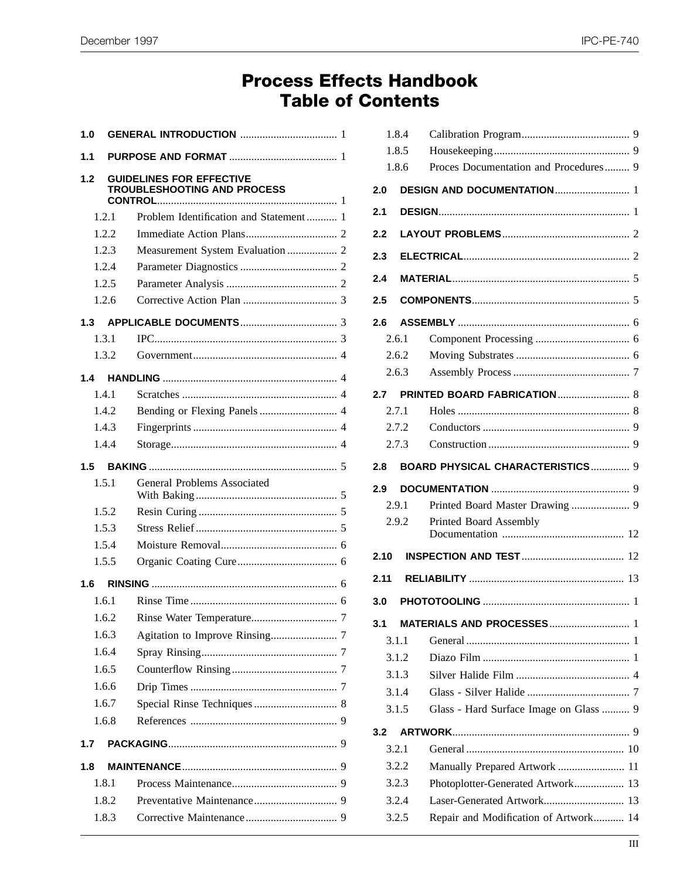# Process Effects Handbook
# Table of Contents

**1.0 GENERAL INTRODUCTION** .................................. 1

**1.1 PURPOSE AND FORMAT** ....................................... 1

**1.2 GUIDELINES FOR EFFECTIVE TROUBLESHOOTING AND PROCESS CONTROL** ................................................................. 1

- 1.2.1 Problem Identification and Statement ........... 1
- 1.2.2 Immediate Action Plans................................. 2
- 1.2.3 Measurement System Evaluation .................. 2
- 1.2.4 Parameter Diagnostics .................................. 2
- 1.2.5 Parameter Analysis ........................................ 2
- 1.2.6 Corrective Action Plan .................................. 3

**1.3 APPLICABLE DOCUMENTS** ................................... 3

- 1.3.1 IPC.................................................................. 3
- 1.3.2 Government.................................................... 4

**1.4 HANDLING** ............................................................... 4

- 1.4.1 Scratches ........................................................ 4
- 1.4.2 Bending or Flexing Panels ............................ 4
- 1.4.3 Fingerprints ................................................... 4
- 1.4.4 Storage............................................................ 4

**1.5 BAKING** ................................................................... 5

- 1.5.1 General Problems Associated With Baking ................................................... 5
- 1.5.2 Resin Curing .................................................. 5
- 1.5.3 Stress Relief ................................................... 5
- 1.5.4 Moisture Removal.......................................... 6
- 1.5.5 Organic Coating Cure.................................... 6

**1.6 RINSING** .................................................................. 6

- 1.6.1 Rinse Time ..................................................... 6
- 1.6.2 Rinse Water Temperature............................... 7
- 1.6.3 Agitation to Improve Rinsing........................ 7
- 1.6.4 Spray Rinsing................................................. 7
- 1.6.5 Counterflow Rinsing...................................... 7
- 1.6.6 Drip Times ..................................................... 7
- 1.6.7 Special Rinse Techniques .............................. 8
- 1.6.8 References ..................................................... 9

**1.7 PACKAGING**............................................................ 9

**1.8 MAINTENANCE**........................................................ 9

- 1.8.1 Process Maintenance...................................... 9
- 1.8.2 Preventative Maintenance.............................. 9
- 1.8.3 Corrective Maintenance................................. 9
- 1.8.4 Calibration Program....................................... 9
- 1.8.5 Housekeeping................................................. 9
- 1.8.6 Proces Documentation and Procedures......... 9

**2.0 DESIGN AND DOCUMENTATION**........................... 1

**2.1 DESIGN**.................................................................... 1

**2.2 LAYOUT PROBLEMS**.............................................. 2

**2.3 ELECTRICAL**............................................................ 2

**2.4 MATERIAL**................................................................ 5

**2.5 COMPONENTS**......................................................... 5

**2.6 ASSEMBLY** .............................................................. 6

- 2.6.1 Component Processing .................................. 6
- 2.6.2 Moving Substrates ......................................... 6
- 2.6.3 Assembly Process .......................................... 7

**2.7 PRINTED BOARD FABRICATION**.......................... 8

- 2.7.1 Holes .............................................................. 8
- 2.7.2 Conductors ..................................................... 9
- 2.7.3 Construction .................................................. 9

**2.8 BOARD PHYSICAL CHARACTERISTICS**.............. 9

**2.9 DOCUMENTATION** .................................................. 9

- 2.9.1 Printed Board Master Drawing ..................... 9
- 2.9.2 Printed Board Assembly Documentation ............................................ 12

**2.10 INSPECTION AND TEST**..................................... 12

**2.11 RELIABILITY** ........................................................ 13

**3.0 PHOTOTOOLING** ..................................................... 1

**3.1 MATERIALS AND PROCESSES**............................. 1

- 3.1.1 General ........................................................... 1
- 3.1.2 Diazo Film ..................................................... 1
- 3.1.3 Silver Halide Film ......................................... 4
- 3.1.4 Glass - Silver Halide ..................................... 7
- 3.1.5 Glass - Hard Surface Image on Glass .......... 9

**3.2 ARTWORK**................................................................ 9

- 3.2.1 General ......................................................... 10
- 3.2.2 Manually Prepared Artwork ........................ 11
- 3.2.3 Photoplotter-Generated Artwork.................. 13
- 3.2.4 Laser-Generated Artwork............................. 13
- 3.2.5 Repair and Modification of Artwork........... 14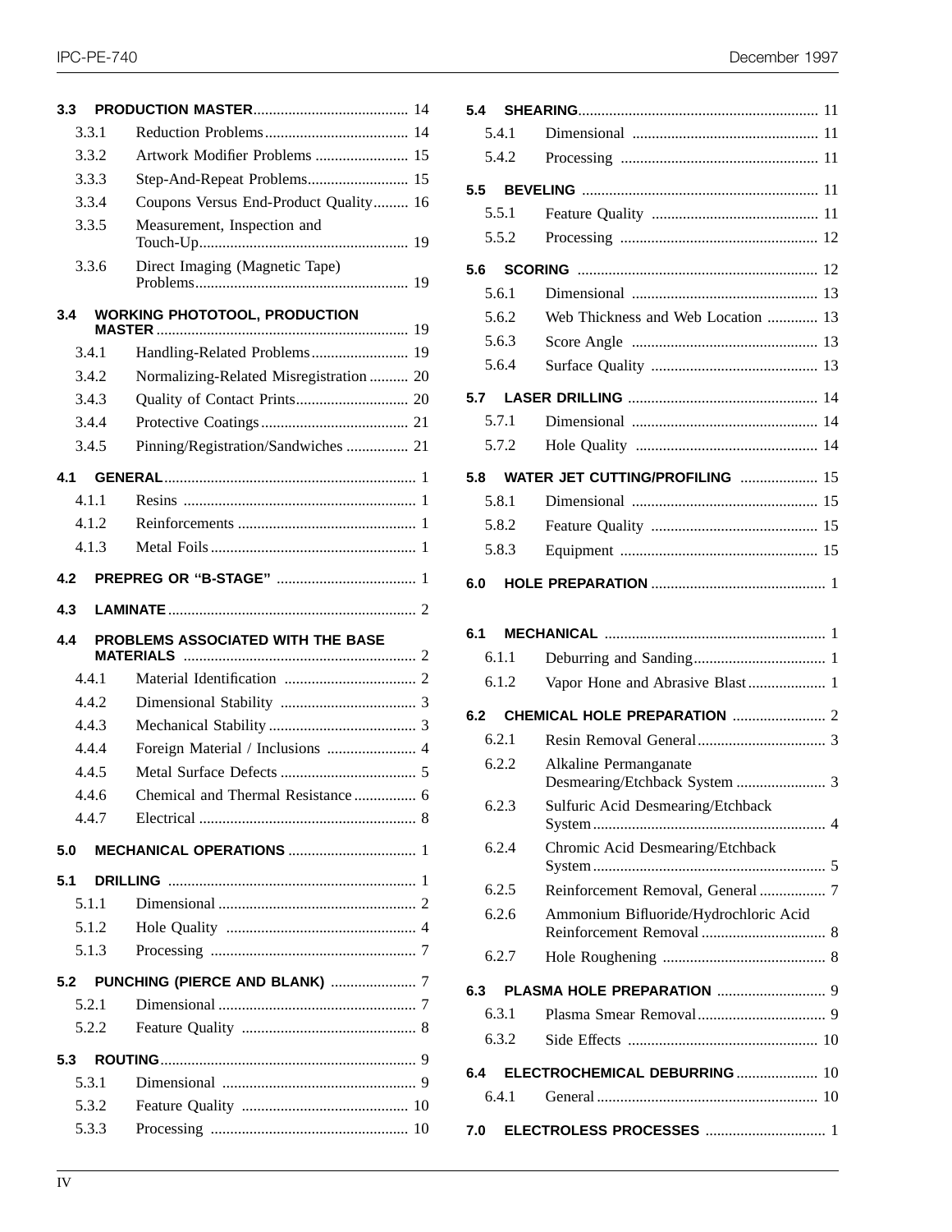**3.3 PRODUCTION MASTER** ........ 14

- 3.3.1 Reduction Problems ........ 14
- 3.3.2 Artwork Modifier Problems ........ 15
- 3.3.3 Step-And-Repeat Problems ........ 15
- 3.3.4 Coupons Versus End-Product Quality ........ 16
- 3.3.5 Measurement, Inspection and Touch-Up ........ 19
- 3.3.6 Direct Imaging (Magnetic Tape) Problems ........ 19

**3.4 WORKING PHOTOTOOL, PRODUCTION MASTER** ........ 19

- 3.4.1 Handling-Related Problems ........ 19
- 3.4.2 Normalizing-Related Misregistration ........ 20
- 3.4.3 Quality of Contact Prints ........ 20
- 3.4.4 Protective Coatings ........ 21
- 3.4.5 Pinning/Registration/Sandwiches ........ 21

**4.1 GENERAL** ........ 1

- 4.1.1 Resins ........ 1
- 4.1.2 Reinforcements ........ 1
- 4.1.3 Metal Foils ........ 1

**4.2 PREPREG OR “B-STAGE”** ........ 1

**4.3 LAMINATE** ........ 2

**4.4 PROBLEMS ASSOCIATED WITH THE BASE MATERIALS** ........ 2

- 4.4.1 Material Identification ........ 2
- 4.4.2 Dimensional Stability ........ 3
- 4.4.3 Mechanical Stability ........ 3
- 4.4.4 Foreign Material / Inclusions ........ 4
- 4.4.5 Metal Surface Defects ........ 5
- 4.4.6 Chemical and Thermal Resistance ........ 6
- 4.4.7 Electrical ........ 8

**5.0 MECHANICAL OPERATIONS** ........ 1

**5.1 DRILLING** ........ 1

- 5.1.1 Dimensional ........ 2
- 5.1.2 Hole Quality ........ 4
- 5.1.3 Processing ........ 7

**5.2 PUNCHING (PIERCE AND BLANK)** ........ 7

- 5.2.1 Dimensional ........ 7
- 5.2.2 Feature Quality ........ 8

**5.3 ROUTING** ........ 9

- 5.3.1 Dimensional ........ 9
- 5.3.2 Feature Quality ........ 10
- 5.3.3 Processing ........ 10

**5.4 SHEARING** ........ 11

- 5.4.1 Dimensional ........ 11
- 5.4.2 Processing ........ 11

**5.5 BEVELING** ........ 11

- 5.5.1 Feature Quality ........ 11
- 5.5.2 Processing ........ 12

**5.6 SCORING** ........ 12

- 5.6.1 Dimensional ........ 13
- 5.6.2 Web Thickness and Web Location ........ 13
- 5.6.3 Score Angle ........ 13
- 5.6.4 Surface Quality ........ 13

**5.7 LASER DRILLING** ........ 14

- 5.7.1 Dimensional ........ 14
- 5.7.2 Hole Quality ........ 14

**5.8 WATER JET CUTTING/PROFILING** ........ 15

- 5.8.1 Dimensional ........ 15
- 5.8.2 Feature Quality ........ 15
- 5.8.3 Equipment ........ 15

**6.0 HOLE PREPARATION** ........ 1

**6.1 MECHANICAL** ........ 1

- 6.1.1 Deburring and Sanding ........ 1
- 6.1.2 Vapor Hone and Abrasive Blast ........ 1

**6.2 CHEMICAL HOLE PREPARATION** ........ 2

- 6.2.1 Resin Removal General ........ 3
- 6.2.2 Alkaline Permanganate Desmearing/Etchback System ........ 3
- 6.2.3 Sulfuric Acid Desmearing/Etchback System ........ 4
- 6.2.4 Chromic Acid Desmearing/Etchback System ........ 5
- 6.2.5 Reinforcement Removal, General ........ 7
- 6.2.6 Ammonium Bifluoride/Hydrochloric Acid Reinforcement Removal ........ 8
- 6.2.7 Hole Roughening ........ 8

**6.3 PLASMA HOLE PREPARATION** ........ 9

- 6.3.1 Plasma Smear Removal ........ 9
- 6.3.2 Side Effects ........ 10

**6.4 ELECTROCHEMICAL DEBURRING** ........ 10

- 6.4.1 General ........ 10

**7.0 ELECTROLESS PROCESSES** ........ 1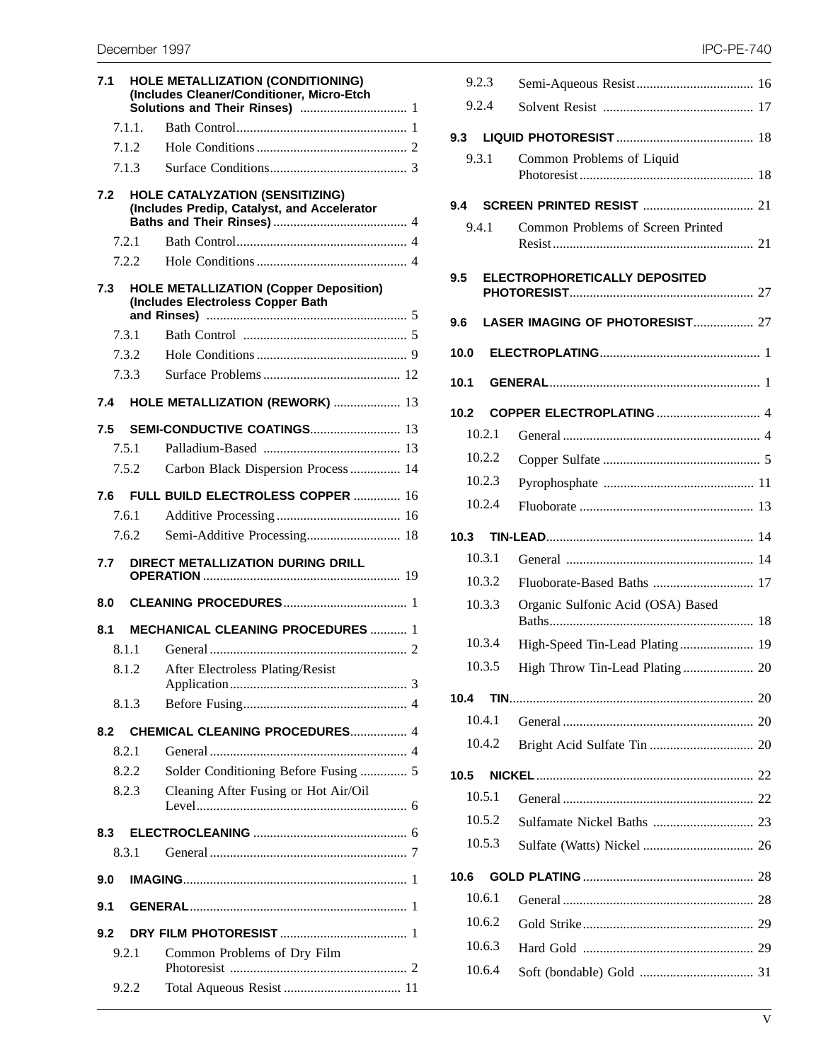**7.1 HOLE METALLIZATION (CONDITIONING) (Includes Cleaner/Conditioner, Micro-Etch Solutions and Their Rinses)** ................................ 1

- 7.1.1. Bath Control .................................................. 1
- 7.1.2 Hole Conditions ............................................ 2
- 7.1.3 Surface Conditions ......................................... 3

**7.2 HOLE CATALYZATION (SENSITIZING) (Includes Predip, Catalyst, and Accelerator Baths and Their Rinses)** ........................................ 4

- 7.2.1 Bath Control .................................................. 4
- 7.2.2 Hole Conditions ............................................ 4

**7.3 HOLE METALLIZATION (Copper Deposition) (Includes Electroless Copper Bath and Rinses)** ........................................................... 5

- 7.3.1 Bath Control ................................................. 5
- 7.3.2 Hole Conditions ............................................ 9
- 7.3.3 Surface Problems ......................................... 12

**7.4 HOLE METALLIZATION (REWORK)** .................... 13

**7.5 SEMI-CONDUCTIVE COATINGS** ........................... 13

- 7.5.1 Palladium-Based ......................................... 13
- 7.5.2 Carbon Black Dispersion Process ............... 14

**7.6 FULL BUILD ELECTROLESS COPPER** .............. 16

- 7.6.1 Additive Processing ..................................... 16
- 7.6.2 Semi-Additive Processing ............................ 18

**7.7 DIRECT METALLIZATION DURING DRILL OPERATION** ........................................................... 19

**8.0 CLEANING PROCEDURES** ..................................... 1

**8.1 MECHANICAL CLEANING PROCEDURES** ........... 1

- 8.1.1 General ........................................................... 2
- 8.1.2 After Electroless Plating/Resist Application ..................................................... 3
- 8.1.3 Before Fusing ................................................. 4

**8.2 CHEMICAL CLEANING PROCEDURES** ................. 4

- 8.2.1 General ........................................................... 4
- 8.2.2 Solder Conditioning Before Fusing .............. 5
- 8.2.3 Cleaning After Fusing or Hot Air/Oil Level ............................................................... 6

**8.3 ELECTROCLEANING** .............................................. 6

- 8.3.1 General ........................................................... 7

**9.0 IMAGING** .................................................................. 1

**9.1 GENERAL** ................................................................. 1

**9.2 DRY FILM PHOTORESIST** ...................................... 1

- 9.2.1 Common Problems of Dry Film Photoresist ..................................................... 2
- 9.2.2 Total Aqueous Resist ................................... 11
- 9.2.3 Semi-Aqueous Resist ................................... 16
- 9.2.4 Solvent Resist ............................................. 17

**9.3 LIQUID PHOTORESIST** ......................................... 18

- 9.3.1 Common Problems of Liquid Photoresist .................................................... 18

**9.4 SCREEN PRINTED RESIST** ................................. 21

- 9.4.1 Common Problems of Screen Printed Resist ............................................................ 21

**9.5 ELECTROPHORETICALLY DEPOSITED PHOTORESIST** ....................................................... 27

**9.6 LASER IMAGING OF PHOTORESIST** .................. 27

**10.0 ELECTROPLATING** ................................................ 1

**10.1 GENERAL** ............................................................... 1

**10.2 COPPER ELECTROPLATING** ............................... 4

- 10.2.1 General ........................................................... 4
- 10.2.2 Copper Sulfate ............................................... 5
- 10.2.3 Pyrophosphate ............................................. 11
- 10.2.4 Fluoborate .................................................... 13

**10.3 TIN-LEAD** ............................................................. 14

- 10.3.1 General ........................................................ 14
- 10.3.2 Fluoborate-Based Baths .............................. 17
- 10.3.3 Organic Sulfonic Acid (OSA) Based Baths ............................................................. 18
- 10.3.4 High-Speed Tin-Lead Plating ...................... 19
- 10.3.5 High Throw Tin-Lead Plating ..................... 20

**10.4 TIN** ......................................................................... 20

- 10.4.1 General ......................................................... 20
- 10.4.2 Bright Acid Sulfate Tin ............................... 20

**10.5 NICKEL** ................................................................. 22

- 10.5.1 General ......................................................... 22
- 10.5.2 Sulfamate Nickel Baths .............................. 23
- 10.5.3 Sulfate (Watts) Nickel ................................. 26

**10.6 GOLD PLATING** ................................................... 28

- 10.6.1 General ......................................................... 28
- 10.6.2 Gold Strike ................................................... 29
- 10.6.3 Hard Gold ................................................... 29
- 10.6.4 Soft (bondable) Gold .................................. 31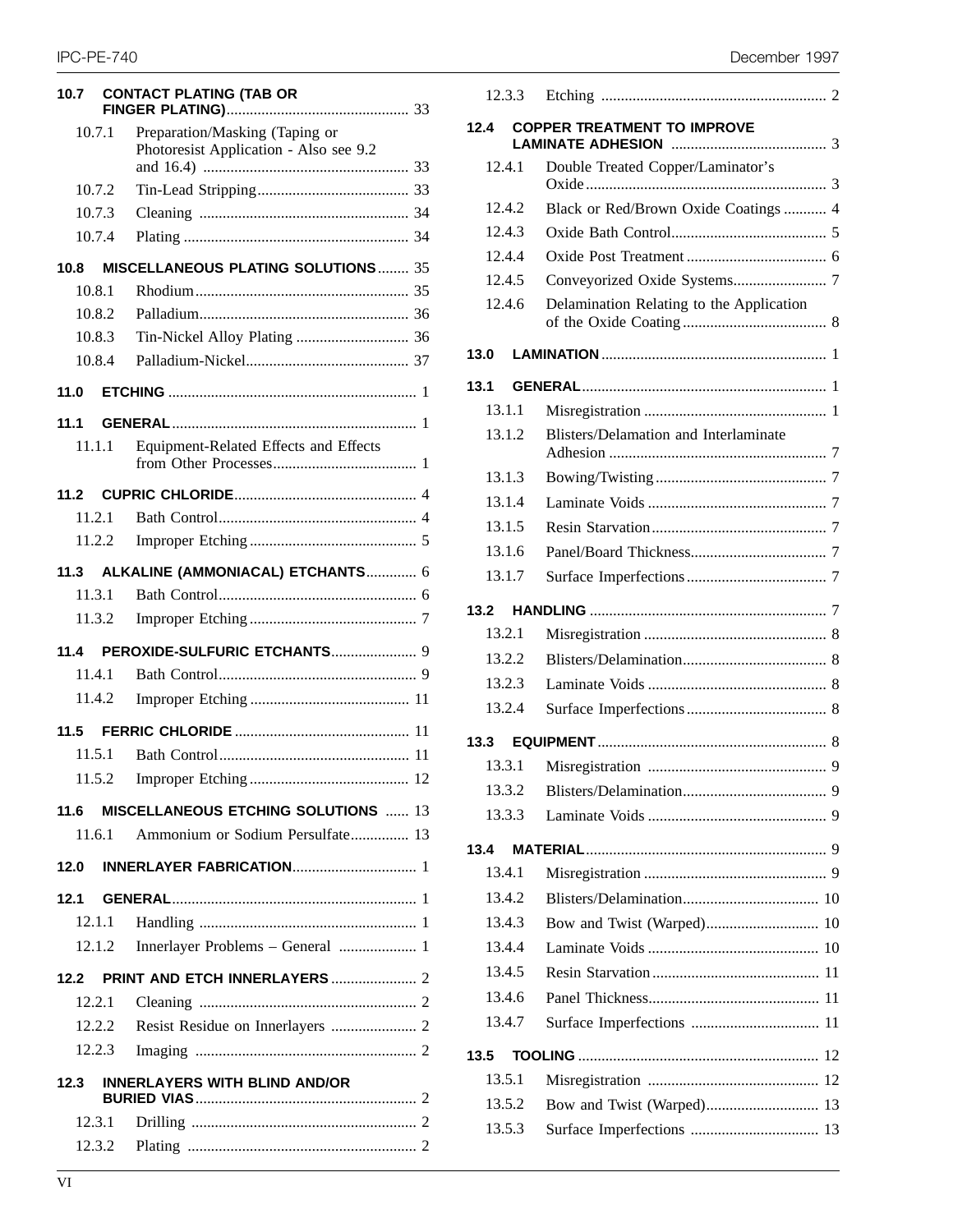**10.7 CONTACT PLATING (TAB OR FINGER PLATING)** ............................................... 33

10.7.1 Preparation/Masking (Taping or Photoresist Application - Also see 9.2 and 16.4) ..................................................... 33

10.7.2 Tin-Lead Stripping....................................... 33

10.7.3 Cleaning ...................................................... 34

10.7.4 Plating .......................................................... 34

**10.8 MISCELLANEOUS PLATING SOLUTIONS**........ 35

10.8.1 Rhodium....................................................... 35

10.8.2 Palladium...................................................... 36

10.8.3 Tin-Nickel Alloy Plating ............................. 36

10.8.4 Palladium-Nickel.......................................... 37

**11.0 ETCHING** ................................................................ 1

**11.1 GENERAL**............................................................... 1

11.1.1 Equipment-Related Effects and Effects from Other Processes..................................... 1

**11.2 CUPRIC CHLORIDE**............................................... 4

11.2.1 Bath Control................................................... 4

11.2.2 Improper Etching ........................................... 5

**11.3 ALKALINE (AMMONIACAL) ETCHANTS**............. 6

11.3.1 Bath Control................................................... 6

11.3.2 Improper Etching ........................................... 7

**11.4 PEROXIDE-SULFURIC ETCHANTS**...................... 9

11.4.1 Bath Control................................................... 9

11.4.2 Improper Etching ......................................... 11

**11.5 FERRIC CHLORIDE** ............................................. 11

11.5.1 Bath Control................................................. 11

11.5.2 Improper Etching ......................................... 12

**11.6 MISCELLANEOUS ETCHING SOLUTIONS** ...... 13

11.6.1 Ammonium or Sodium Persulfate............... 13

**12.0 INNERLAYER FABRICATION**................................ 1

**12.1 GENERAL**............................................................... 1

12.1.1 Handling ........................................................ 1

12.1.2 Innerlayer Problems – General .................... 1

**12.2 PRINT AND ETCH INNERLAYERS** ...................... 2

12.2.1 Cleaning ........................................................ 2

12.2.2 Resist Residue on Innerlayers ...................... 2

12.2.3 Imaging ......................................................... 2

**12.3 INNERLAYERS WITH BLIND AND/OR BURIED VIAS**......................................................... 2

12.3.1 Drilling .......................................................... 2

12.3.2 Plating .......................................................... 2

12.3.3 Etching .......................................................... 2

**12.4 COPPER TREATMENT TO IMPROVE LAMINATE ADHESION** ........................................ 3

12.4.1 Double Treated Copper/Laminator's Oxide............................................................. 3

12.4.2 Black or Red/Brown Oxide Coatings ........... 4

12.4.3 Oxide Bath Control........................................ 5

12.4.4 Oxide Post Treatment .................................... 6

12.4.5 Conveyorized Oxide Systems........................ 7

12.4.6 Delamination Relating to the Application of the Oxide Coating..................................... 8

**13.0 LAMINATION** .......................................................... 1

**13.1 GENERAL**............................................................... 1

13.1.1 Misregistration ............................................... 1

13.1.2 Blisters/Delamation and Interlaminate Adhesion ........................................................ 7

13.1.3 Bowing/Twisting ............................................ 7

13.1.4 Laminate Voids .............................................. 7

13.1.5 Resin Starvation ............................................. 7

13.1.6 Panel/Board Thickness................................... 7

13.1.7 Surface Imperfections .................................... 7

**13.2 HANDLING** ............................................................. 7

13.2.1 Misregistration ............................................... 8

13.2.2 Blisters/Delamination..................................... 8

13.2.3 Laminate Voids .............................................. 8

13.2.4 Surface Imperfections .................................... 8

**13.3 EQUIPMENT**........................................................... 8

13.3.1 Misregistration .............................................. 9

13.3.2 Blisters/Delamination..................................... 9

13.3.3 Laminate Voids .............................................. 9

**13.4 MATERIAL**.............................................................. 9

13.4.1 Misregistration ............................................... 9

13.4.2 Blisters/Delamination................................... 10

13.4.3 Bow and Twist (Warped)............................. 10

13.4.4 Laminate Voids ............................................ 10

13.4.5 Resin Starvation ........................................... 11

13.4.6 Panel Thickness............................................ 11

13.4.7 Surface Imperfections ................................. 11

**13.5 TOOLING** .............................................................. 12

13.5.1 Misregistration ............................................ 12

13.5.2 Bow and Twist (Warped)............................. 13

13.5.3 Surface Imperfections ................................. 13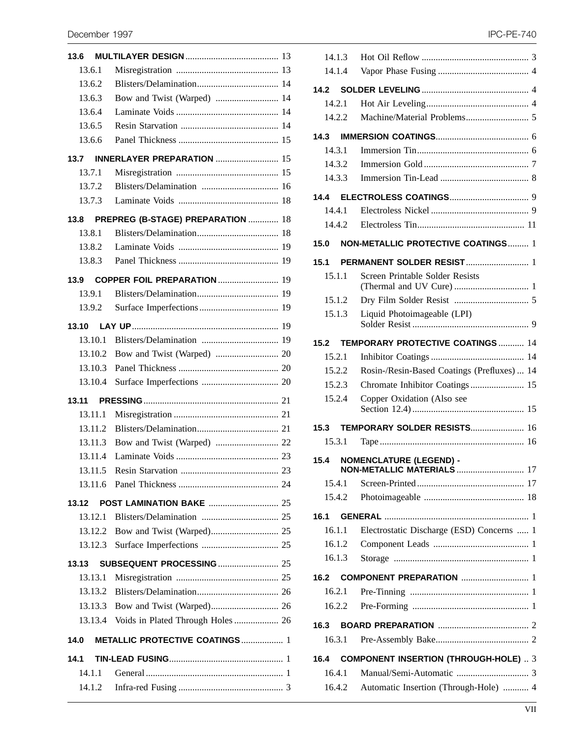**13.6 MULTILAYER DESIGN** .......... 13
- 13.6.1 Misregistration .......... 13
- 13.6.2 Blisters/Delamination .......... 14
- 13.6.3 Bow and Twist (Warped) .......... 14
- 13.6.4 Laminate Voids .......... 14
- 13.6.5 Resin Starvation .......... 14
- 13.6.6 Panel Thickness .......... 15

**13.7 INNERLAYER PREPARATION** .......... 15
- 13.7.1 Misregistration .......... 15
- 13.7.2 Blisters/Delamination .......... 16
- 13.7.3 Laminate Voids .......... 18

**13.8 PREPREG (B-STAGE) PREPARATION** .......... 18
- 13.8.1 Blisters/Delamination .......... 18
- 13.8.2 Laminate Voids .......... 19
- 13.8.3 Panel Thickness .......... 19

**13.9 COPPER FOIL PREPARATION** .......... 19
- 13.9.1 Blisters/Delamination .......... 19
- 13.9.2 Surface Imperfections .......... 19

**13.10 LAY UP** .......... 19
- 13.10.1 Blisters/Delamination .......... 19
- 13.10.2 Bow and Twist (Warped) .......... 20
- 13.10.3 Panel Thickness .......... 20
- 13.10.4 Surface Imperfections .......... 20

**13.11 PRESSING** .......... 21
- 13.11.1 Misregistration .......... 21
- 13.11.2 Blisters/Delamination .......... 21
- 13.11.3 Bow and Twist (Warped) .......... 22
- 13.11.4 Laminate Voids .......... 23
- 13.11.5 Resin Starvation .......... 23
- 13.11.6 Panel Thickness .......... 24

**13.12 POST LAMINATION BAKE** .......... 25
- 13.12.1 Blisters/Delamination .......... 25
- 13.12.2 Bow and Twist (Warped) .......... 25
- 13.12.3 Surface Imperfections .......... 25

**13.13 SUBSEQUENT PROCESSING** .......... 25
- 13.13.1 Misregistration .......... 25
- 13.13.2 Blisters/Delamination .......... 26
- 13.13.3 Bow and Twist (Warped) .......... 26
- 13.13.4 Voids in Plated Through Holes .......... 26

**14.0 METALLIC PROTECTIVE COATINGS** .......... 1

**14.1 TIN-LEAD FUSING** .......... 1
- 14.1.1 General .......... 1
- 14.1.2 Infra-red Fusing .......... 3
- 14.1.3 Hot Oil Reflow .......... 3
- 14.1.4 Vapor Phase Fusing .......... 4

**14.2 SOLDER LEVELING** .......... 4
- 14.2.1 Hot Air Leveling .......... 4
- 14.2.2 Machine/Material Problems .......... 5

**14.3 IMMERSION COATINGS** .......... 6
- 14.3.1 Immersion Tin .......... 6
- 14.3.2 Immersion Gold .......... 7
- 14.3.3 Immersion Tin-Lead .......... 8

**14.4 ELECTROLESS COATINGS** .......... 9
- 14.4.1 Electroless Nickel .......... 9
- 14.4.2 Electroless Tin .......... 11

**15.0 NON-METALLIC PROTECTIVE COATINGS** .......... 1

**15.1 PERMANENT SOLDER RESIST** .......... 1
- 15.1.1 Screen Printable Solder Resists (Thermal and UV Cure) .......... 1
- 15.1.2 Dry Film Solder Resist .......... 5
- 15.1.3 Liquid Photoimageable (LPI) Solder Resist .......... 9

**15.2 TEMPORARY PROTECTIVE COATINGS** .......... 14
- 15.2.1 Inhibitor Coatings .......... 14
- 15.2.2 Rosin-/Resin-Based Coatings (Prefluxes) .......... 14
- 15.2.3 Chromate Inhibitor Coatings .......... 15
- 15.2.4 Copper Oxidation (Also see Section 12.4) .......... 15

**15.3 TEMPORARY SOLDER RESISTS** .......... 16
- 15.3.1 Tape .......... 16

**15.4 NOMENCLATURE (LEGEND) - NON-METALLIC MATERIALS** .......... 17
- 15.4.1 Screen-Printed .......... 17
- 15.4.2 Photoimageable .......... 18

**16.1 GENERAL** .......... 1
- 16.1.1 Electrostatic Discharge (ESD) Concerns .......... 1
- 16.1.2 Component Leads .......... 1
- 16.1.3 Storage .......... 1

**16.2 COMPONENT PREPARATION** .......... 1
- 16.2.1 Pre-Tinning .......... 1
- 16.2.2 Pre-Forming .......... 1

**16.3 BOARD PREPARATION** .......... 2
- 16.3.1 Pre-Assembly Bake .......... 2

**16.4 COMPONENT INSERTION (THROUGH-HOLE)** .......... 3
- 16.4.1 Manual/Semi-Automatic .......... 3
- 16.4.2 Automatic Insertion (Through-Hole) .......... 4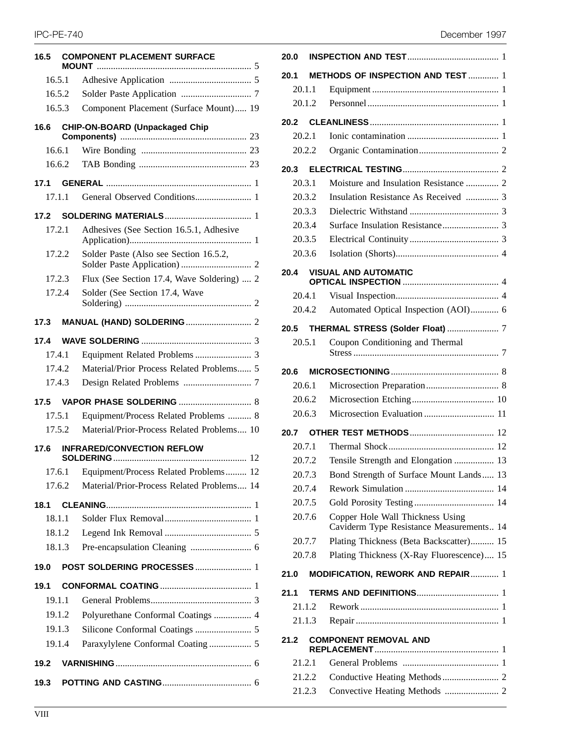**16.5 COMPONENT PLACEMENT SURFACE MOUNT** .......... 5

16.5.1 Adhesive Application .......... 5

16.5.2 Solder Paste Application .......... 7

16.5.3 Component Placement (Surface Mount) .......... 19

**16.6 CHIP-ON-BOARD (Unpackaged Chip Components)** .......... 23

16.6.1 Wire Bonding .......... 23

16.6.2 TAB Bonding .......... 23

**17.1 GENERAL** .......... 1

17.1.1 General Observed Conditions .......... 1

**17.2 SOLDERING MATERIALS** .......... 1

17.2.1 Adhesives (See Section 16.5.1, Adhesive Application) .......... 1

17.2.2 Solder Paste (Also see Section 16.5.2, Solder Paste Application) .......... 2

17.2.3 Flux (See Section 17.4, Wave Soldering) .... 2

17.2.4 Solder (See Section 17.4, Wave Soldering) .......... 2

**17.3 MANUAL (HAND) SOLDERING** .......... 2

**17.4 WAVE SOLDERING** .......... 3

17.4.1 Equipment Related Problems .......... 3

17.4.2 Material/Prior Process Related Problems .......... 5

17.4.3 Design Related Problems .......... 7

**17.5 VAPOR PHASE SOLDERING** .......... 8

17.5.1 Equipment/Process Related Problems .......... 8

17.5.2 Material/Prior-Process Related Problems .......... 10

**17.6 INFRARED/CONVECTION REFLOW SOLDERING** .......... 12

17.6.1 Equipment/Process Related Problems .......... 12

17.6.2 Material/Prior-Process Related Problems .......... 14

**18.1 CLEANING** .......... 1

18.1.1 Solder Flux Removal .......... 1

18.1.2 Legend Ink Removal .......... 5

18.1.3 Pre-encapsulation Cleaning .......... 6

**19.0 POST SOLDERING PROCESSES** .......... 1

**19.1 CONFORMAL COATING** .......... 1

19.1.1 General Problems .......... 3

19.1.2 Polyurethane Conformal Coatings .......... 4

19.1.3 Silicone Conformal Coatings .......... 5

19.1.4 Paraxylylene Conformal Coating .......... 5

**19.2 VARNISHING** .......... 6

**19.3 POTTING AND CASTING** .......... 6

**20.0 INSPECTION AND TEST** .......... 1

**20.1 METHODS OF INSPECTION AND TEST** .......... 1

20.1.1 Equipment .......... 1

20.1.2 Personnel .......... 1

**20.2 CLEANLINESS** .......... 1

20.2.1 Ionic contamination .......... 1

20.2.2 Organic Contamination .......... 2

**20.3 ELECTRICAL TESTING** .......... 2

20.3.1 Moisture and Insulation Resistance .......... 2

20.3.2 Insulation Resistance As Received .......... 3

20.3.3 Dielectric Withstand .......... 3

20.3.4 Surface Insulation Resistance .......... 3

20.3.5 Electrical Continuity .......... 3

20.3.6 Isolation (Shorts) .......... 4

**20.4 VISUAL AND AUTOMATIC OPTICAL INSPECTION** .......... 4

20.4.1 Visual Inspection .......... 4

20.4.2 Automated Optical Inspection (AOI) .......... 6

**20.5 THERMAL STRESS (Solder Float)** .......... 7

20.5.1 Coupon Conditioning and Thermal Stress .......... 7

**20.6 MICROSECTIONING** .......... 8

20.6.1 Microsection Preparation .......... 8

20.6.2 Microsection Etching .......... 10

20.6.3 Microsection Evaluation .......... 11

**20.7 OTHER TEST METHODS** .......... 12

20.7.1 Thermal Shock .......... 12

20.7.2 Tensile Strength and Elongation .......... 13

20.7.3 Bond Strength of Surface Mount Lands .......... 13

20.7.4 Rework Simulation .......... 14

20.7.5 Gold Porosity Testing .......... 14

20.7.6 Copper Hole Wall Thickness Using Caviderm Type Resistance Measurements .. 14

20.7.7 Plating Thickness (Beta Backscatter) .......... 15

20.7.8 Plating Thickness (X-Ray Fluorescence) .......... 15

**21.0 MODIFICATION, REWORK AND REPAIR** .......... 1

**21.1 TERMS AND DEFINITIONS** .......... 1

21.1.2 Rework .......... 1

21.1.3 Repair .......... 1

**21.2 COMPONENT REMOVAL AND REPLACEMENT** .......... 1

21.2.1 General Problems .......... 1

21.2.2 Conductive Heating Methods .......... 2

21.2.3 Convective Heating Methods .......... 2